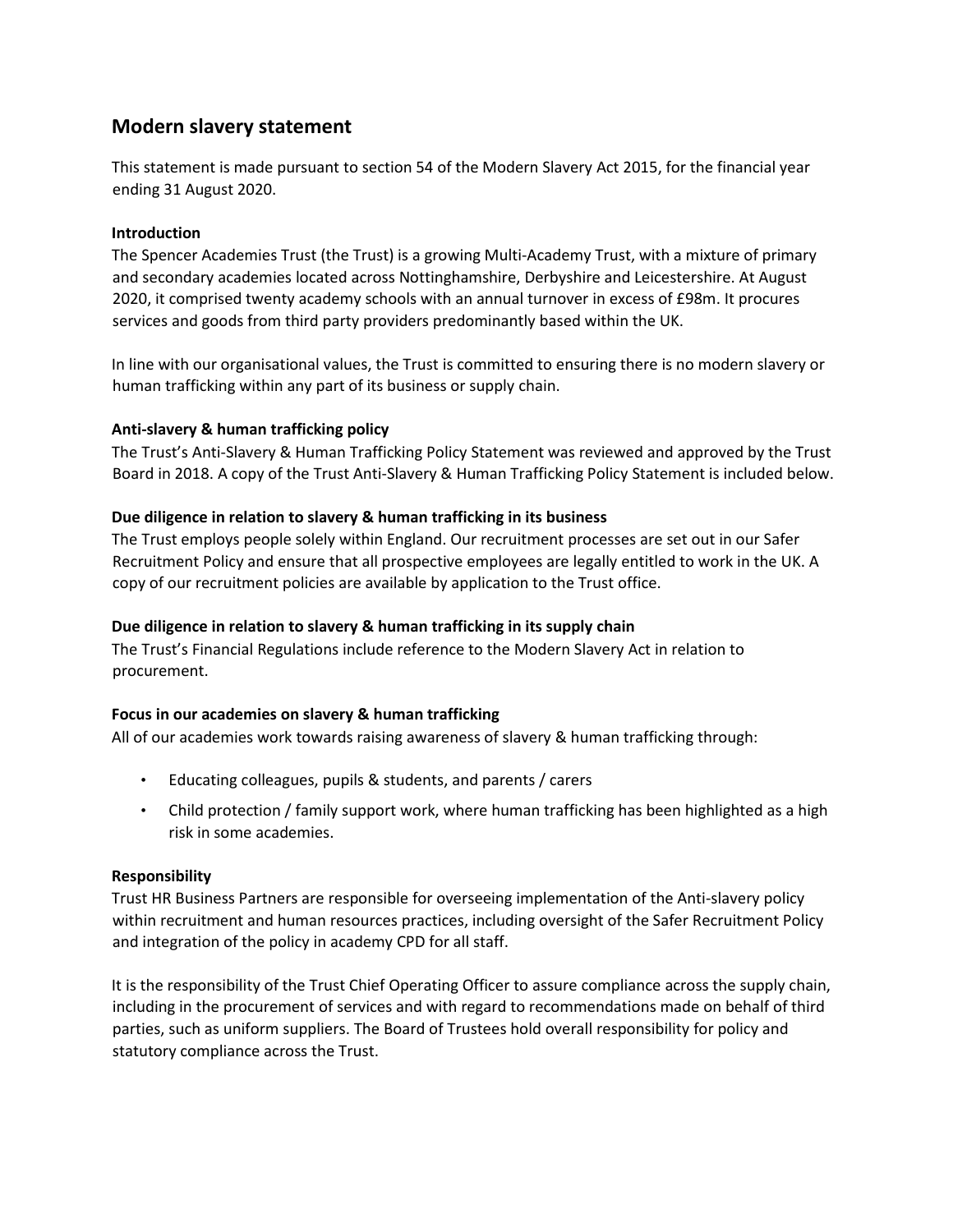## Modern slavery statement

This statement is made pursuant to section 54 of the Modern Slavery Act 2015, for the financial year ending 31 August 2020.

**Introduction**

The Spencer Academies Trust (the Trust) is a growing Multi-Academy Trust, with a mixture of primary and secondary academies located across Nottinghamshire, Derbyshire and Leicestershire. At August 2020, it comprised twenty academy schools with an annual turnover in excess of £98m. It procures services and goods from third party providers predominantly based within the UK.

In line with our organisational values, the Trust is committed to ensuring there is no modern slavery or human trafficking within any part of its business or supply chain.

**Anti-slavery & human trafficking policy**

The Trust's Anti-Slavery & Human Trafficking Policy Statement was reviewed and approved by the Trust Board in 2018. A copy of the Trust Anti-Slavery & Human Trafficking Policy Statement is included below.

**Due diligence in relation to slavery & human trafficking in its business**

The Trust employs people solely within England. Our recruitment processes are set out in our Safer Recruitment Policy and ensure that all prospective employees are legally entitled to work in the UK. A copy of our recruitment policies are available by application to the Trust office.

**Due diligence in relation to slavery & human trafficking in its supply chain**

The Trust's Financial Regulations include reference to the Modern Slavery Act in relation to procurement.

**Focus in our academies on slavery & human trafficking**

All of our academies work towards raising awareness of slavery & human trafficking through:

- Educating colleagues, pupils & students, and parents / carers
- Child protection / family support work, where human trafficking has been highlighted as a high risk in some academies.

**Responsibility**

Trust HR Business Partners are responsible for overseeing implementation of the Anti-slavery policy within recruitment and human resources practices, including oversight of the Safer Recruitment Policy and integration of the policy in academy CPD for all staff.

It is the responsibility of the Trust Chief Operating Officer to assure compliance across the supply chain, including in the procurement of services and with regard to recommendations made on behalf of third parties, such as uniform suppliers. The Board of Trustees hold overall responsibility for policy and statutory compliance across the Trust.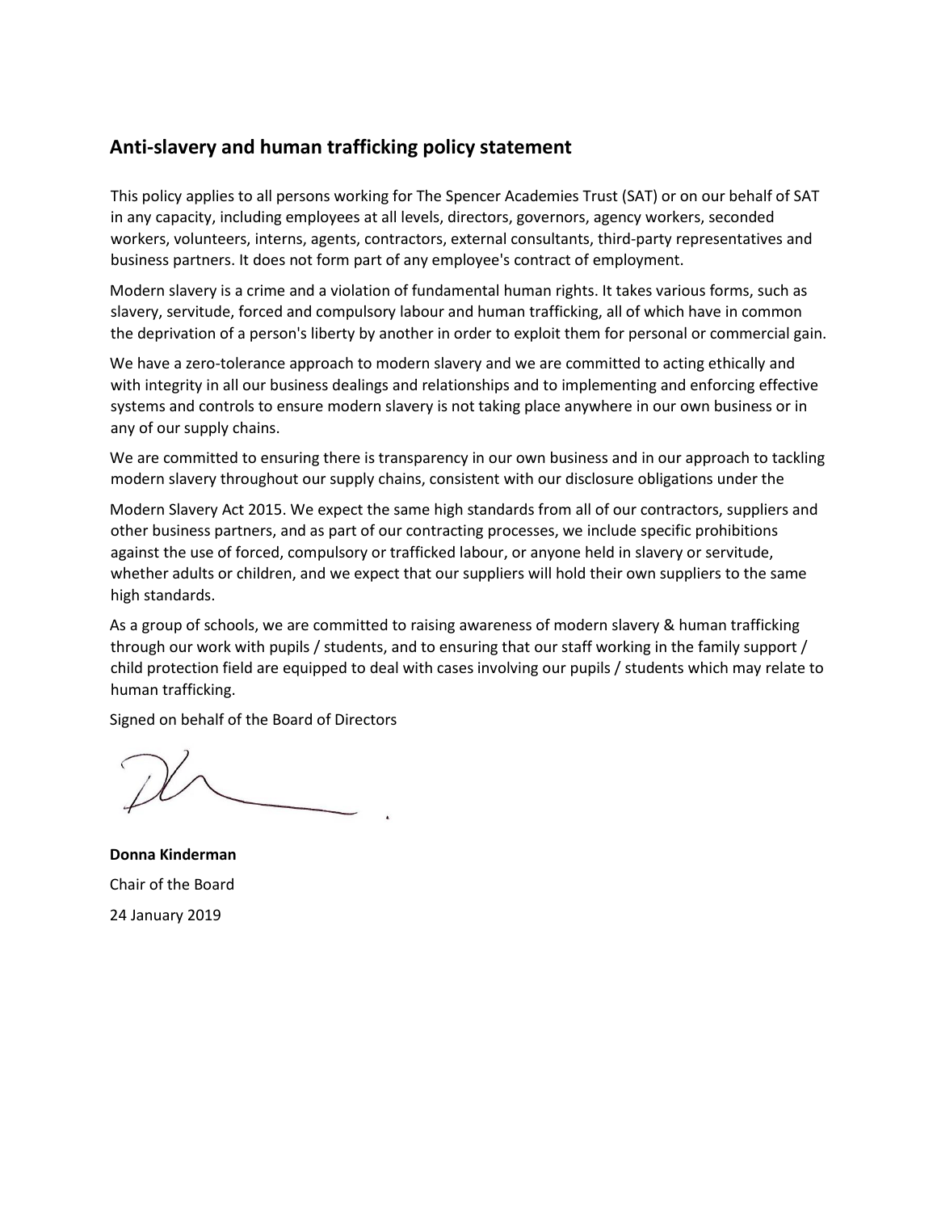## Anti-slavery and human trafficking policy statement

This policy applies to all persons working for The Spencer Academies Trust (SAT) or on our behalf of SAT in any capacity, including employees at all levels, directors, governors, agency workers, seconded workers, volunteers, interns, agents, contractors, external consultants, third-party representatives and business partners. It does not form part of any employee's contract of employment.

Modern slavery is a crime and a violation of fundamental human rights. It takes various forms, such as slavery, servitude, forced and compulsory labour and human trafficking, all of which have in common the deprivation of a person's liberty by another in order to exploit them for personal or commercial gain.

We have a zero-tolerance approach to modern slavery and we are committed to acting ethically and with integrity in all our business dealings and relationships and to implementing and enforcing effective systems and controls to ensure modern slavery is not taking place anywhere in our own business or in any of our supply chains.

We are committed to ensuring there is transparency in our own business and in our approach to tackling modern slavery throughout our supply chains, consistent with our disclosure obligations under the Modern Slavery Act 2015. We expect the same high standards from all of our contractors, suppliers and other business partners, and as part of our contracting processes, we include specific prohibitions against the use of forced, compulsory or trafficked labour, or anyone held in slavery or servitude, whether adults or children, and we expect that our suppliers will hold their own suppliers to the same high standards.

As a group of schools, we are committed to raising awareness of modern slavery & human trafficking through our work with pupils / students, and to ensuring that our staff working in the family support / child protection field are equipped to deal with cases involving our pupils / students which may relate to human trafficking.

Signed on behalf of the Board of Directors

**Donna Kinderman**
Chair of the Board
24 January 2019